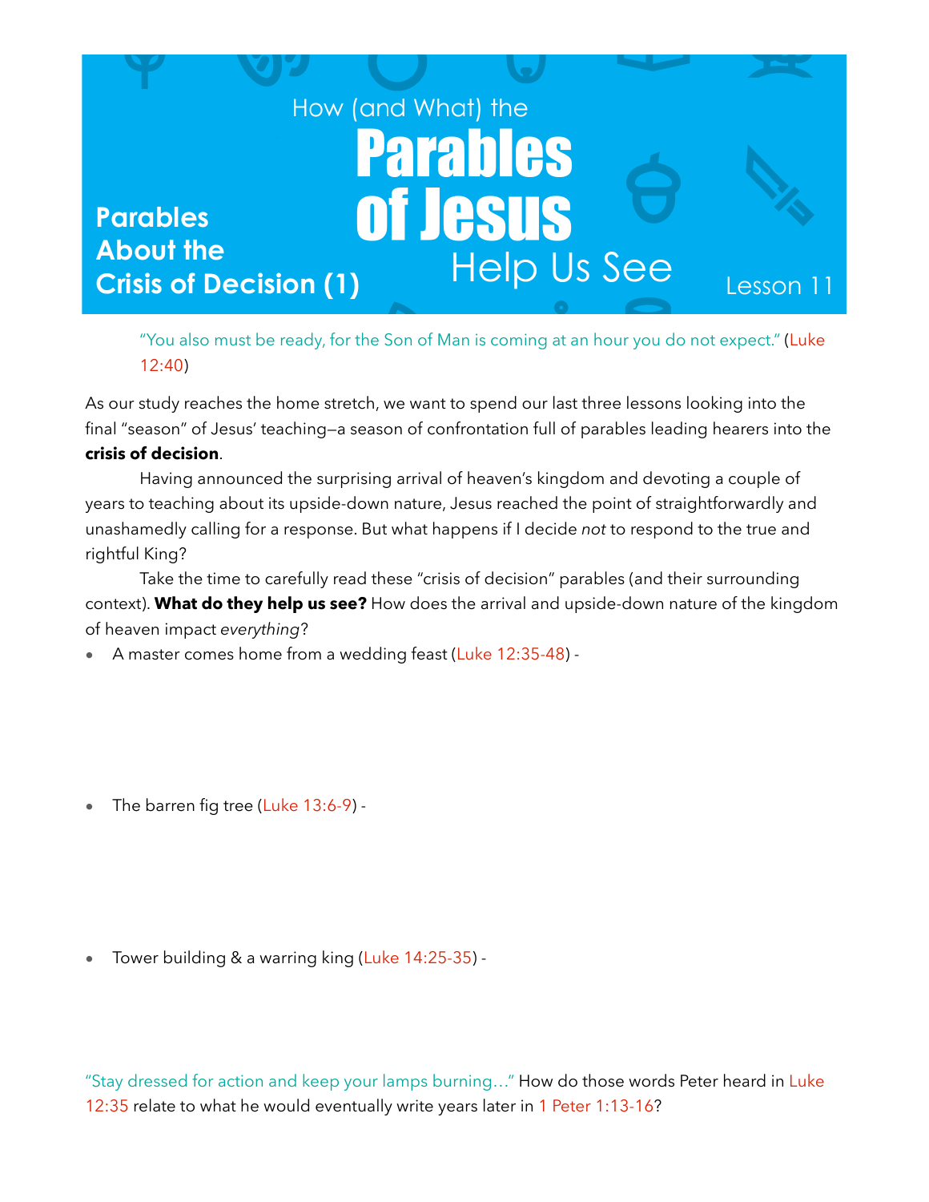# How (and What) the Parables of Jesus Help Us See

## Parables About the Crisis of Decision (1)

Lesson 11

"You also must be ready, for the Son of Man is coming at an hour you do not expect." (Luke 12:40)

As our study reaches the home stretch, we want to spend our last three lessons looking into the final "season" of Jesus' teaching—a season of confrontation full of parables leading hearers into the **crisis of decision**.

Having announced the surprising arrival of heaven's kingdom and devoting a couple of years to teaching about its upside-down nature, Jesus reached the point of straightforwardly and unashamedly calling for a response. But what happens if I decide *not* to respond to the true and rightful King?

Take the time to carefully read these "crisis of decision" parables (and their surrounding context). **What do they help us see?** How does the arrival and upside-down nature of the kingdom of heaven impact *everything*?

- A master comes home from a wedding feast (Luke 12:35-48) -

- The barren fig tree (Luke 13:6-9) -

- Tower building & a warring king (Luke 14:25-35) -

"Stay dressed for action and keep your lamps burning…" How do those words Peter heard in Luke 12:35 relate to what he would eventually write years later in 1 Peter 1:13-16?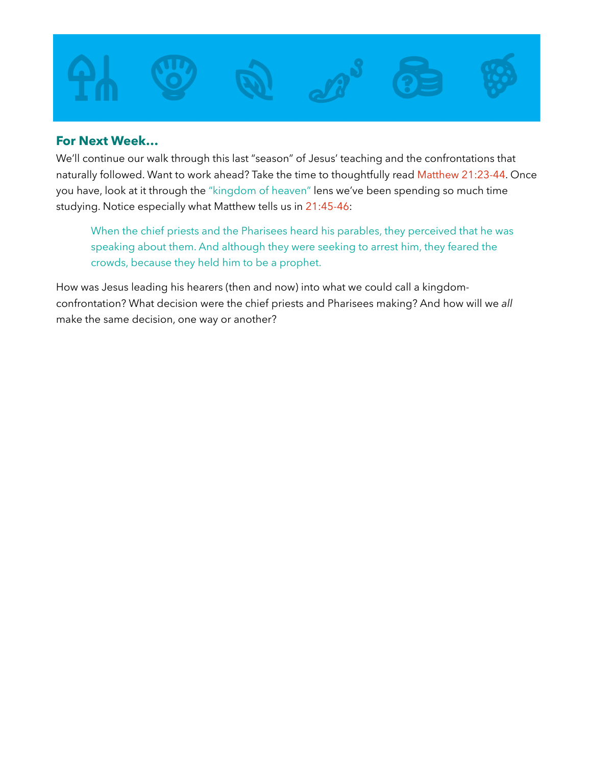### For Next Week…

We'll continue our walk through this last "season" of Jesus' teaching and the confrontations that naturally followed. Want to work ahead? Take the time to thoughtfully read Matthew 21:23-44. Once you have, look at it through the "kingdom of heaven" lens we've been spending so much time studying. Notice especially what Matthew tells us in 21:45-46:

> When the chief priests and the Pharisees heard his parables, they perceived that he was speaking about them. And although they were seeking to arrest him, they feared the crowds, because they held him to be a prophet.

How was Jesus leading his hearers (then and now) into what we could call a kingdom-confrontation? What decision were the chief priests and Pharisees making? And how will we *all* make the same decision, one way or another?